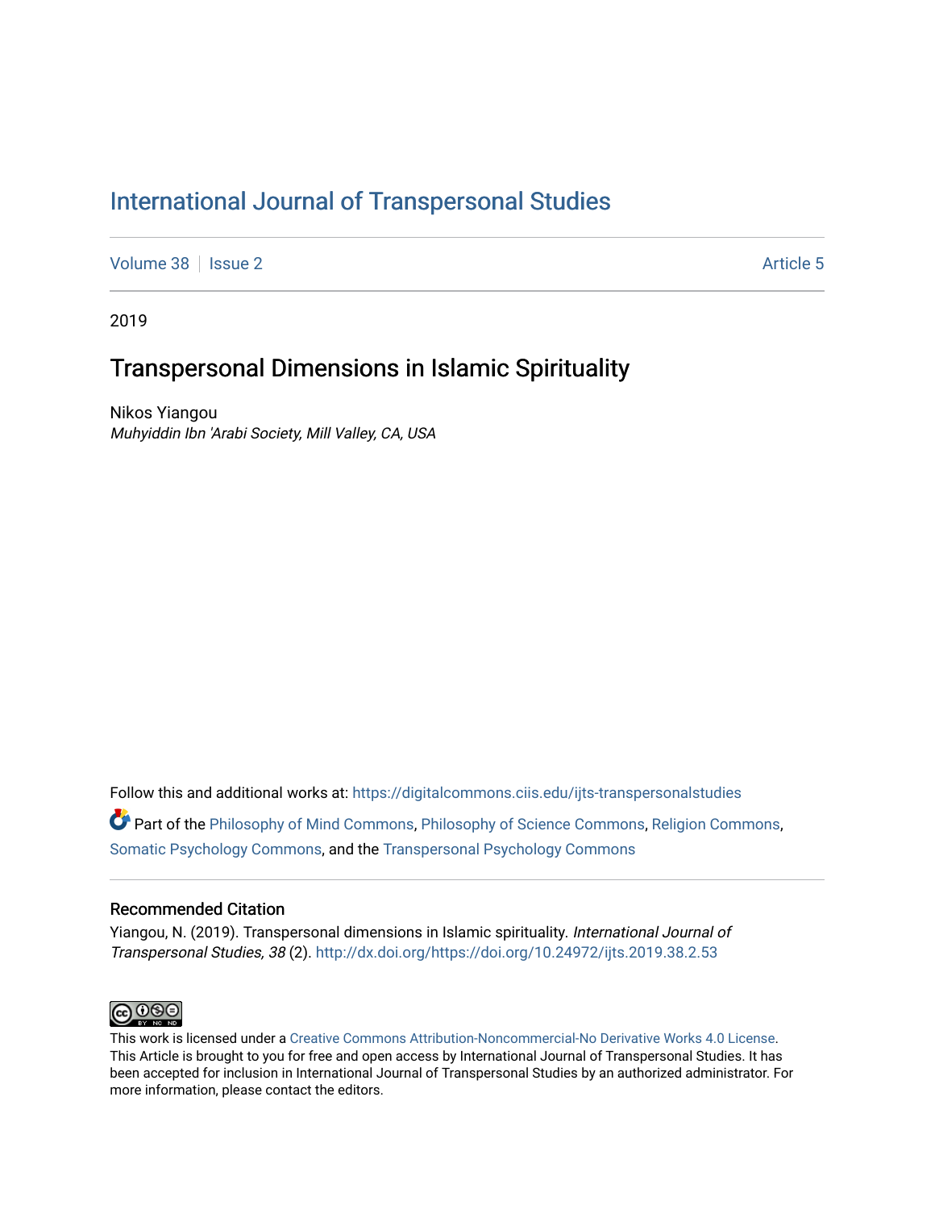International Journal of Transpersonal Studies

Volume 38 | Issue 2 | Article 5

2019

# Transpersonal Dimensions in Islamic Spirituality

Nikos Yiangou
*Muhyiddin Ibn 'Arabi Society, Mill Valley, CA, USA*

Follow this and additional works at: https://digitalcommons.ciis.edu/ijts-transpersonalstudies

Part of the Philosophy of Mind Commons, Philosophy of Science Commons, Religion Commons, Somatic Psychology Commons, and the Transpersonal Psychology Commons

## Recommended Citation

Yiangou, N. (2019). Transpersonal dimensions in Islamic spirituality. *International Journal of Transpersonal Studies, 38* (2). http://dx.doi.org/https://doi.org/10.24972/ijts.2019.38.2.53

This work is licensed under a Creative Commons Attribution-Noncommercial-No Derivative Works 4.0 License. This Article is brought to you for free and open access by International Journal of Transpersonal Studies. It has been accepted for inclusion in International Journal of Transpersonal Studies by an authorized administrator. For more information, please contact the editors.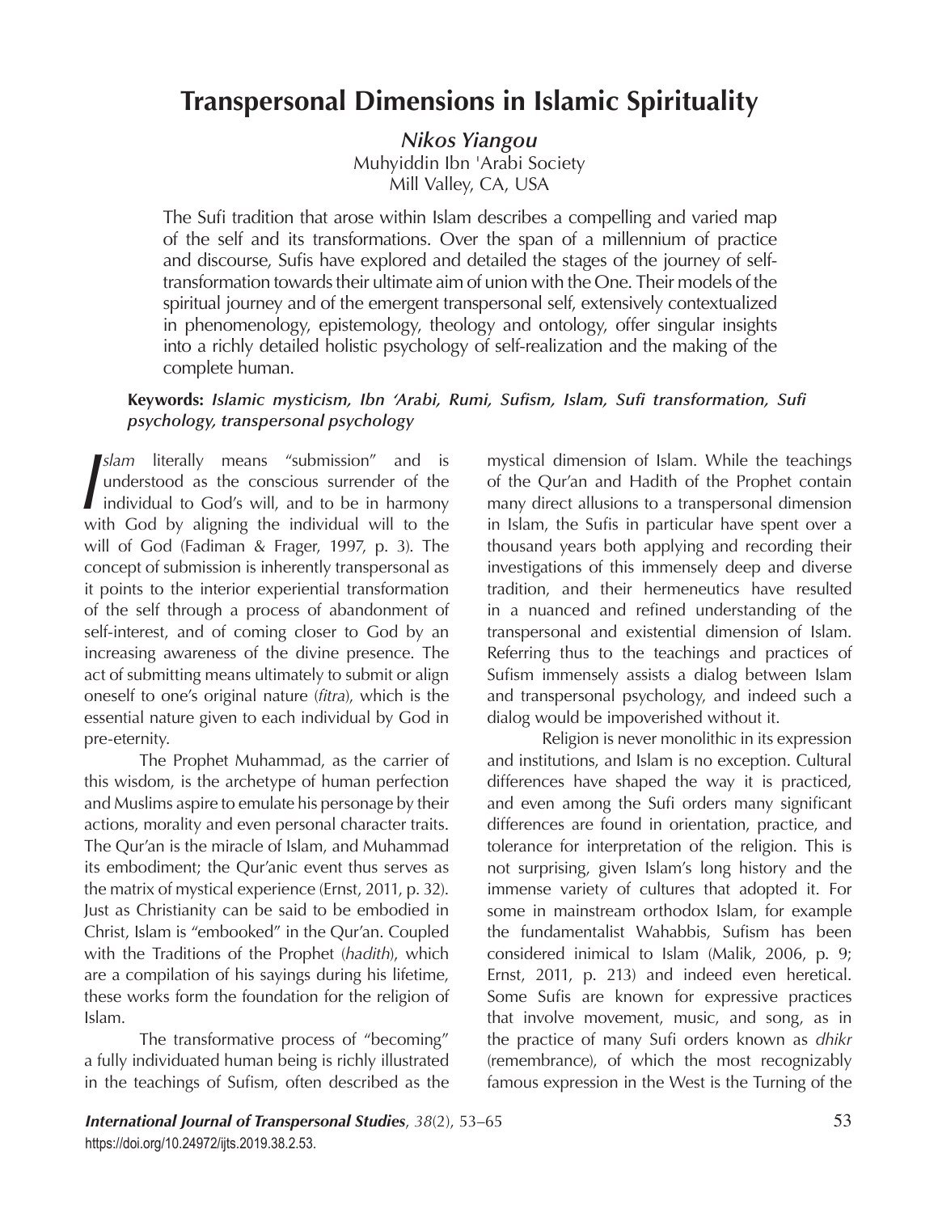# Transpersonal Dimensions in Islamic Spirituality

***Nikos Yiangou***

Muhyiddin Ibn 'Arabi Society
Mill Valley, CA, USA

The Sufi tradition that arose within Islam describes a compelling and varied map of the self and its transformations. Over the span of a millennium of practice and discourse, Sufis have explored and detailed the stages of the journey of self-transformation towards their ultimate aim of union with the One. Their models of the spiritual journey and of the emergent transpersonal self, extensively contextualized in phenomenology, epistemology, theology and ontology, offer singular insights into a richly detailed holistic psychology of self-realization and the making of the complete human.

**Keywords:** ***Islamic mysticism, Ibn 'Arabi, Rumi, Sufism, Islam, Sufi transformation, Sufi psychology, transpersonal psychology***

*Islam* literally means "submission" and is understood as the conscious surrender of the individual to God's will, and to be in harmony with God by aligning the individual will to the will of God (Fadiman & Frager, 1997, p. 3). The concept of submission is inherently transpersonal as it points to the interior experiential transformation of the self through a process of abandonment of self-interest, and of coming closer to God by an increasing awareness of the divine presence. The act of submitting means ultimately to submit or align oneself to one's original nature (*fitra*), which is the essential nature given to each individual by God in pre-eternity.

The Prophet Muhammad, as the carrier of this wisdom, is the archetype of human perfection and Muslims aspire to emulate his personage by their actions, morality and even personal character traits. The Qur'an is the miracle of Islam, and Muhammad its embodiment; the Qur'anic event thus serves as the matrix of mystical experience (Ernst, 2011, p. 32). Just as Christianity can be said to be embodied in Christ, Islam is "embooked" in the Qur'an. Coupled with the Traditions of the Prophet (*hadith*), which are a compilation of his sayings during his lifetime, these works form the foundation for the religion of Islam.

The transformative process of "becoming" a fully individuated human being is richly illustrated in the teachings of Sufism, often described as the mystical dimension of Islam. While the teachings of the Qur'an and Hadith of the Prophet contain many direct allusions to a transpersonal dimension in Islam, the Sufis in particular have spent over a thousand years both applying and recording their investigations of this immensely deep and diverse tradition, and their hermeneutics have resulted in a nuanced and refined understanding of the transpersonal and existential dimension of Islam. Referring thus to the teachings and practices of Sufism immensely assists a dialog between Islam and transpersonal psychology, and indeed such a dialog would be impoverished without it.

Religion is never monolithic in its expression and institutions, and Islam is no exception. Cultural differences have shaped the way it is practiced, and even among the Sufi orders many significant differences are found in orientation, practice, and tolerance for interpretation of the religion. This is not surprising, given Islam's long history and the immense variety of cultures that adopted it. For some in mainstream orthodox Islam, for example the fundamentalist Wahabbis, Sufism has been considered inimical to Islam (Malik, 2006, p. 9; Ernst, 2011, p. 213) and indeed even heretical. Some Sufis are known for expressive practices that involve movement, music, and song, as in the practice of many Sufi orders known as *dhikr* (remembrance), of which the most recognizably famous expression in the West is the Turning of the

https://doi.org/10.24972/ijts.2019.38.2.53.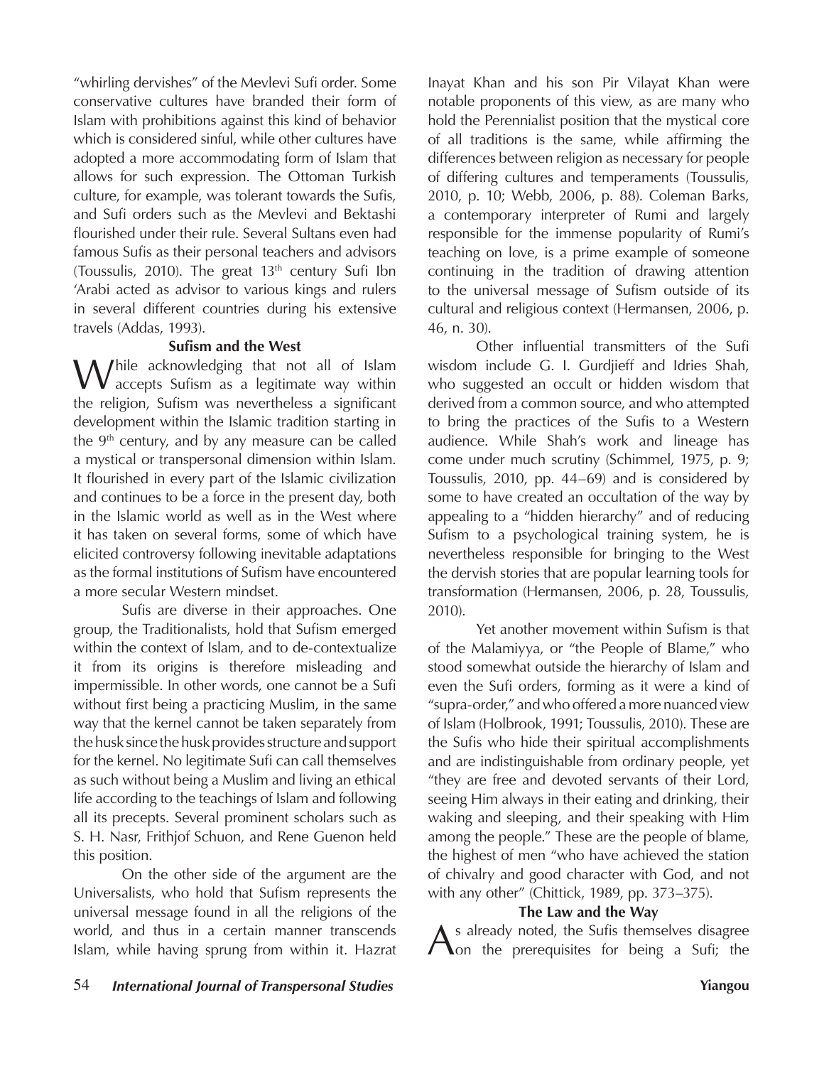"whirling dervishes" of the Mevlevi Sufi order. Some conservative cultures have branded their form of Islam with prohibitions against this kind of behavior which is considered sinful, while other cultures have adopted a more accommodating form of Islam that allows for such expression. The Ottoman Turkish culture, for example, was tolerant towards the Sufis, and Sufi orders such as the Mevlevi and Bektashi flourished under their rule. Several Sultans even had famous Sufis as their personal teachers and advisors (Toussulis, 2010). The great 13th century Sufi Ibn 'Arabi acted as advisor to various kings and rulers in several different countries during his extensive travels (Addas, 1993).

### Sufism and the West

While acknowledging that not all of Islam accepts Sufism as a legitimate way within the religion, Sufism was nevertheless a significant development within the Islamic tradition starting in the 9th century, and by any measure can be called a mystical or transpersonal dimension within Islam. It flourished in every part of the Islamic civilization and continues to be a force in the present day, both in the Islamic world as well as in the West where it has taken on several forms, some of which have elicited controversy following inevitable adaptations as the formal institutions of Sufism have encountered a more secular Western mindset.

Sufis are diverse in their approaches. One group, the Traditionalists, hold that Sufism emerged within the context of Islam, and to de-contextualize it from its origins is therefore misleading and impermissible. In other words, one cannot be a Sufi without first being a practicing Muslim, in the same way that the kernel cannot be taken separately from the husk since the husk provides structure and support for the kernel. No legitimate Sufi can call themselves as such without being a Muslim and living an ethical life according to the teachings of Islam and following all its precepts. Several prominent scholars such as S. H. Nasr, Frithjof Schuon, and Rene Guenon held this position.

On the other side of the argument are the Universalists, who hold that Sufism represents the universal message found in all the religions of the world, and thus in a certain manner transcends Islam, while having sprung from within it. Hazrat Inayat Khan and his son Pir Vilayat Khan were notable proponents of this view, as are many who hold the Perennialist position that the mystical core of all traditions is the same, while affirming the differences between religion as necessary for people of differing cultures and temperaments (Toussulis, 2010, p. 10; Webb, 2006, p. 88). Coleman Barks, a contemporary interpreter of Rumi and largely responsible for the immense popularity of Rumi's teaching on love, is a prime example of someone continuing in the tradition of drawing attention to the universal message of Sufism outside of its cultural and religious context (Hermansen, 2006, p. 46, n. 30).

Other influential transmitters of the Sufi wisdom include G. I. Gurdjieff and Idries Shah, who suggested an occult or hidden wisdom that derived from a common source, and who attempted to bring the practices of the Sufis to a Western audience. While Shah's work and lineage has come under much scrutiny (Schimmel, 1975, p. 9; Toussulis, 2010, pp. 44–69) and is considered by some to have created an occultation of the way by appealing to a "hidden hierarchy" and of reducing Sufism to a psychological training system, he is nevertheless responsible for bringing to the West the dervish stories that are popular learning tools for transformation (Hermansen, 2006, p. 28, Toussulis, 2010).

Yet another movement within Sufism is that of the Malamiyya, or "the People of Blame," who stood somewhat outside the hierarchy of Islam and even the Sufi orders, forming as it were a kind of "supra-order," and who offered a more nuanced view of Islam (Holbrook, 1991; Toussulis, 2010). These are the Sufis who hide their spiritual accomplishments and are indistinguishable from ordinary people, yet "they are free and devoted servants of their Lord, seeing Him always in their eating and drinking, their waking and sleeping, and their speaking with Him among the people." These are the people of blame, the highest of men "who have achieved the station of chivalry and good character with God, and not with any other" (Chittick, 1989, pp. 373–375).

### The Law and the Way

As already noted, the Sufis themselves disagree on the prerequisites for being a Sufi; the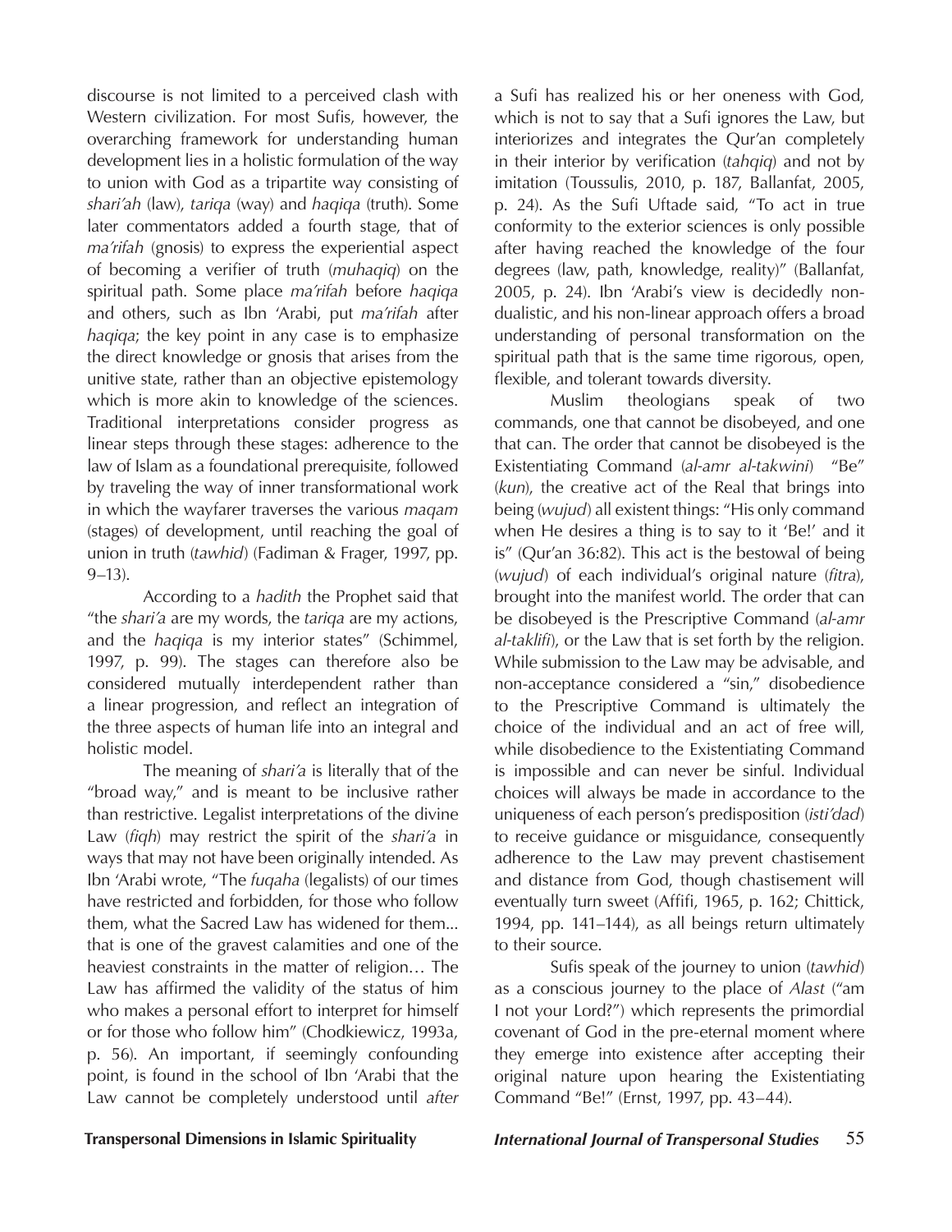discourse is not limited to a perceived clash with Western civilization. For most Sufis, however, the overarching framework for understanding human development lies in a holistic formulation of the way to union with God as a tripartite way consisting of *shari'ah* (law), *tariqa* (way) and *haqiqa* (truth). Some later commentators added a fourth stage, that of *ma'rifah* (gnosis) to express the experiential aspect of becoming a verifier of truth (*muhaqiq*) on the spiritual path. Some place *ma'rifah* before *haqiqa* and others, such as Ibn 'Arabi, put *ma'rifah* after *haqiqa*; the key point in any case is to emphasize the direct knowledge or gnosis that arises from the unitive state, rather than an objective epistemology which is more akin to knowledge of the sciences. Traditional interpretations consider progress as linear steps through these stages: adherence to the law of Islam as a foundational prerequisite, followed by traveling the way of inner transformational work in which the wayfarer traverses the various *maqam* (stages) of development, until reaching the goal of union in truth (*tawhid*) (Fadiman & Frager, 1997, pp. 9–13).

According to a *hadith* the Prophet said that "the *shari'a* are my words, the *tariqa* are my actions, and the *haqiqa* is my interior states" (Schimmel, 1997, p. 99). The stages can therefore also be considered mutually interdependent rather than a linear progression, and reflect an integration of the three aspects of human life into an integral and holistic model.

The meaning of *shari'a* is literally that of the "broad way," and is meant to be inclusive rather than restrictive. Legalist interpretations of the divine Law (*fiqh*) may restrict the spirit of the *shari'a* in ways that may not have been originally intended. As Ibn 'Arabi wrote, "The *fuqaha* (legalists) of our times have restricted and forbidden, for those who follow them, what the Sacred Law has widened for them... that is one of the gravest calamities and one of the heaviest constraints in the matter of religion… The Law has affirmed the validity of the status of him who makes a personal effort to interpret for himself or for those who follow him" (Chodkiewicz, 1993a, p. 56). An important, if seemingly confounding point, is found in the school of Ibn 'Arabi that the Law cannot be completely understood until *after* a Sufi has realized his or her oneness with God, which is not to say that a Sufi ignores the Law, but interiorizes and integrates the Qur'an completely in their interior by verification (*tahqiq*) and not by imitation (Toussulis, 2010, p. 187, Ballanfat, 2005, p. 24). As the Sufi Uftade said, "To act in true conformity to the exterior sciences is only possible after having reached the knowledge of the four degrees (law, path, knowledge, reality)" (Ballanfat, 2005, p. 24). Ibn 'Arabi's view is decidedly non-dualistic, and his non-linear approach offers a broad understanding of personal transformation on the spiritual path that is the same time rigorous, open, flexible, and tolerant towards diversity.

Muslim theologians speak of two commands, one that cannot be disobeyed, and one that can. The order that cannot be disobeyed is the Existentiating Command (*al-amr al-takwini*) "Be" (*kun*), the creative act of the Real that brings into being (*wujud*) all existent things: "His only command when He desires a thing is to say to it 'Be!' and it is" (Qur'an 36:82). This act is the bestowal of being (*wujud*) of each individual's original nature (*fitra*), brought into the manifest world. The order that can be disobeyed is the Prescriptive Command (*al-amr al-taklifi*), or the Law that is set forth by the religion. While submission to the Law may be advisable, and non-acceptance considered a "sin," disobedience to the Prescriptive Command is ultimately the choice of the individual and an act of free will, while disobedience to the Existentiating Command is impossible and can never be sinful. Individual choices will always be made in accordance to the uniqueness of each person's predisposition (*isti'dad*) to receive guidance or misguidance, consequently adherence to the Law may prevent chastisement and distance from God, though chastisement will eventually turn sweet (Affifi, 1965, p. 162; Chittick, 1994, pp. 141–144), as all beings return ultimately to their source.

Sufis speak of the journey to union (*tawhid*) as a conscious journey to the place of *Alast* ("am I not your Lord?") which represents the primordial covenant of God in the pre-eternal moment where they emerge into existence after accepting their original nature upon hearing the Existentiating Command "Be!" (Ernst, 1997, pp. 43–44).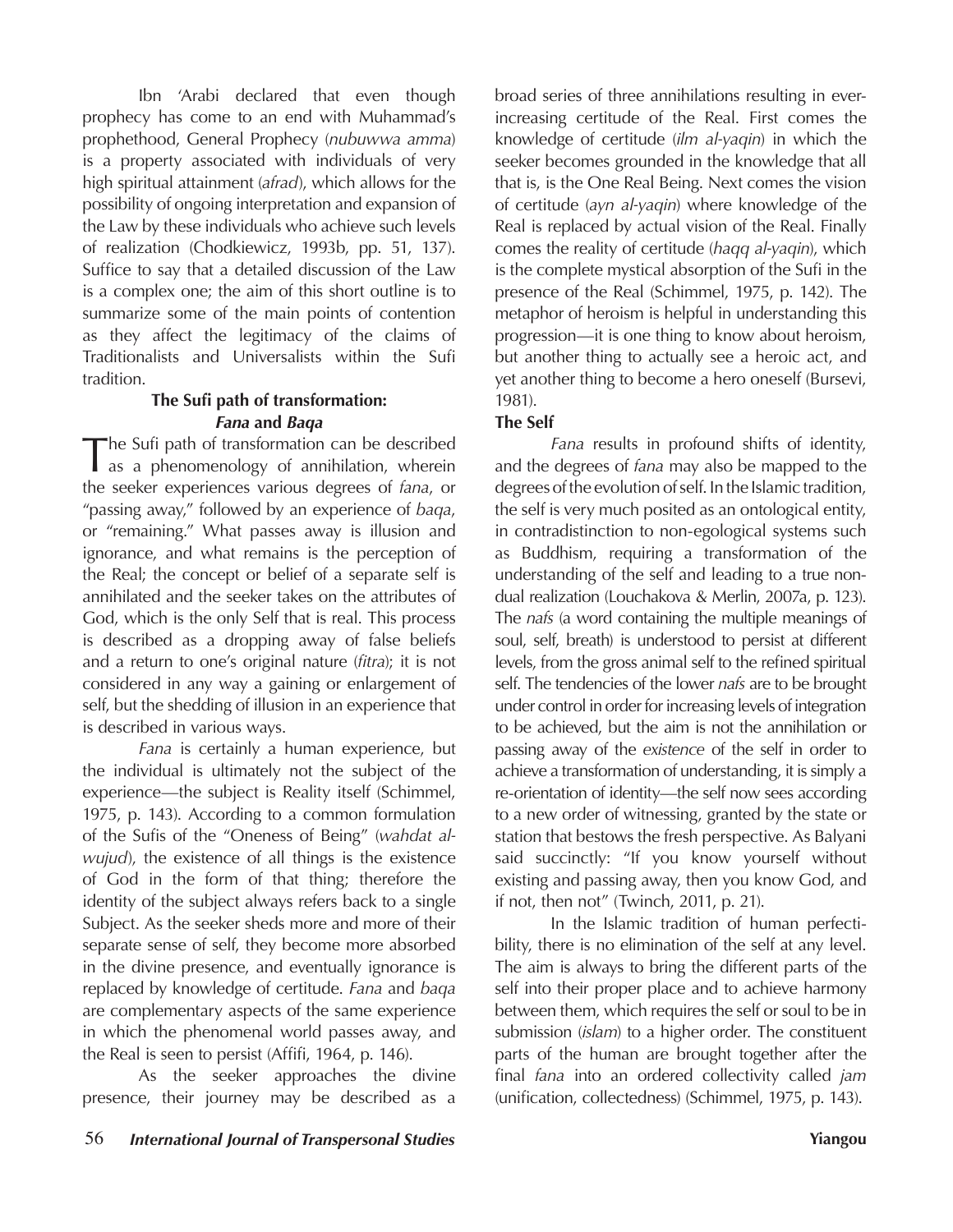Ibn 'Arabi declared that even though prophecy has come to an end with Muhammad's prophethood, General Prophecy (*nubuwwa amma*) is a property associated with individuals of very high spiritual attainment (*afrad*), which allows for the possibility of ongoing interpretation and expansion of the Law by these individuals who achieve such levels of realization (Chodkiewicz, 1993b, pp. 51, 137). Suffice to say that a detailed discussion of the Law is a complex one; the aim of this short outline is to summarize some of the main points of contention as they affect the legitimacy of the claims of Traditionalists and Universalists within the Sufi tradition.

## The Sufi path of transformation: *Fana* and *Baqa*

The Sufi path of transformation can be described as a phenomenology of annihilation, wherein the seeker experiences various degrees of *fana*, or "passing away," followed by an experience of *baqa*, or "remaining." What passes away is illusion and ignorance, and what remains is the perception of the Real; the concept or belief of a separate self is annihilated and the seeker takes on the attributes of God, which is the only Self that is real. This process is described as a dropping away of false beliefs and a return to one's original nature (*fitra*); it is not considered in any way a gaining or enlargement of self, but the shedding of illusion in an experience that is described in various ways.

*Fana* is certainly a human experience, but the individual is ultimately not the subject of the experience—the subject is Reality itself (Schimmel, 1975, p. 143). According to a common formulation of the Sufis of the "Oneness of Being" (*wahdat al-wujud*), the existence of all things is the existence of God in the form of that thing; therefore the identity of the subject always refers back to a single Subject. As the seeker sheds more and more of their separate sense of self, they become more absorbed in the divine presence, and eventually ignorance is replaced by knowledge of certitude. *Fana* and *baqa* are complementary aspects of the same experience in which the phenomenal world passes away, and the Real is seen to persist (Affifi, 1964, p. 146).

As the seeker approaches the divine presence, their journey may be described as a broad series of three annihilations resulting in ever-increasing certitude of the Real. First comes the knowledge of certitude (*ilm al-yaqin*) in which the seeker becomes grounded in the knowledge that all that is, is the One Real Being. Next comes the vision of certitude (*ayn al-yaqin*) where knowledge of the Real is replaced by actual vision of the Real. Finally comes the reality of certitude (*haqq al-yaqin*), which is the complete mystical absorption of the Sufi in the presence of the Real (Schimmel, 1975, p. 142). The metaphor of heroism is helpful in understanding this progression—it is one thing to know about heroism, but another thing to actually see a heroic act, and yet another thing to become a hero oneself (Bursevi, 1981).

### The Self

*Fana* results in profound shifts of identity, and the degrees of *fana* may also be mapped to the degrees of the evolution of self. In the Islamic tradition, the self is very much posited as an ontological entity, in contradistinction to non-egological systems such as Buddhism, requiring a transformation of the understanding of the self and leading to a true non-dual realization (Louchakova & Merlin, 2007a, p. 123). The *nafs* (a word containing the multiple meanings of soul, self, breath) is understood to persist at different levels, from the gross animal self to the refined spiritual self. The tendencies of the lower *nafs* are to be brought under control in order for increasing levels of integration to be achieved, but the aim is not the annihilation or passing away of the *existence* of the self in order to achieve a transformation of understanding, it is simply a re-orientation of identity—the self now sees according to a new order of witnessing, granted by the state or station that bestows the fresh perspective. As Balyani said succinctly: "If you know yourself without existing and passing away, then you know God, and if not, then not" (Twinch, 2011, p. 21).

In the Islamic tradition of human perfectibility, there is no elimination of the self at any level. The aim is always to bring the different parts of the self into their proper place and to achieve harmony between them, which requires the self or soul to be in submission (*islam*) to a higher order. The constituent parts of the human are brought together after the final *fana* into an ordered collectivity called *jam* (unification, collectedness) (Schimmel, 1975, p. 143).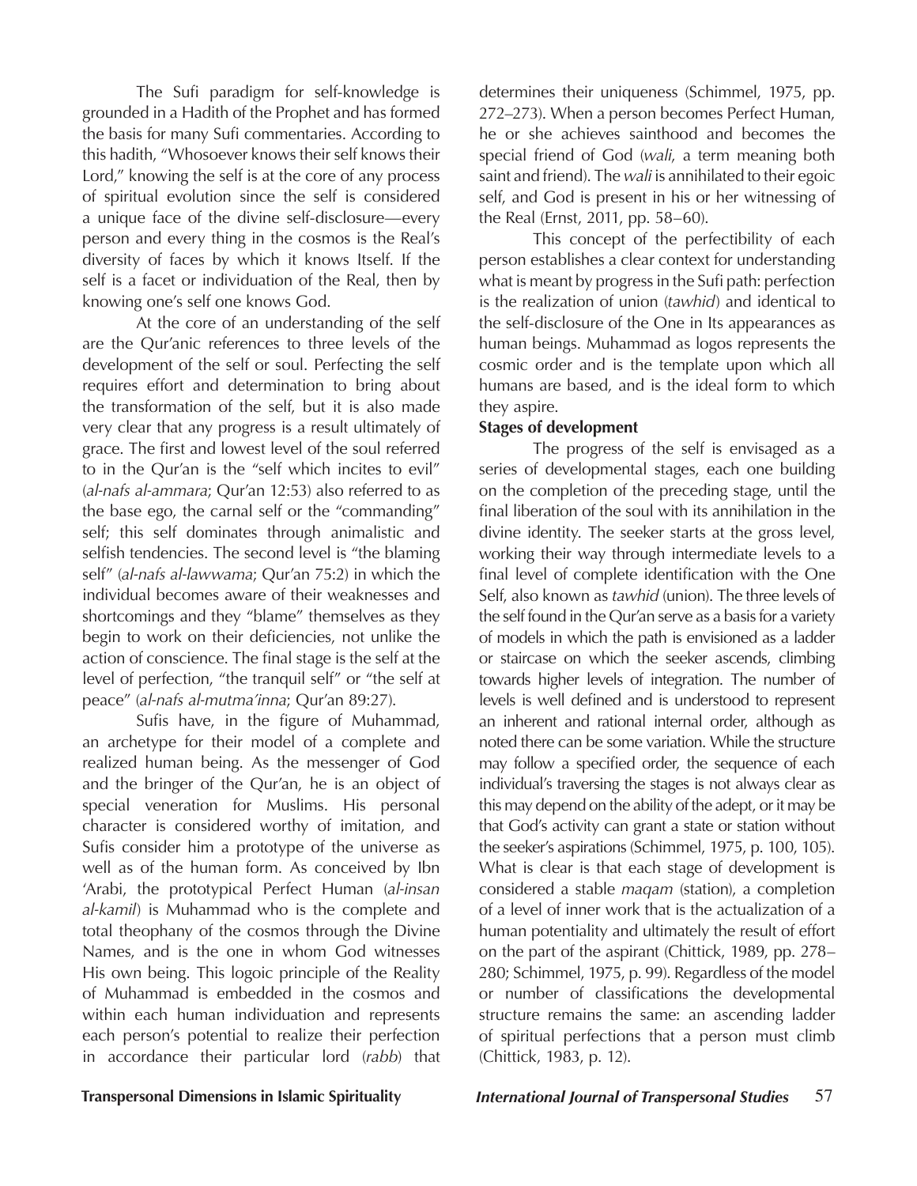The Sufi paradigm for self-knowledge is grounded in a Hadith of the Prophet and has formed the basis for many Sufi commentaries. According to this hadith, "Whosoever knows their self knows their Lord," knowing the self is at the core of any process of spiritual evolution since the self is considered a unique face of the divine self-disclosure—every person and every thing in the cosmos is the Real's diversity of faces by which it knows Itself. If the self is a facet or individuation of the Real, then by knowing one's self one knows God.

At the core of an understanding of the self are the Qur'anic references to three levels of the development of the self or soul. Perfecting the self requires effort and determination to bring about the transformation of the self, but it is also made very clear that any progress is a result ultimately of grace. The first and lowest level of the soul referred to in the Qur'an is the "self which incites to evil" (*al-nafs al-ammara*; Qur'an 12:53) also referred to as the base ego, the carnal self or the "commanding" self; this self dominates through animalistic and selfish tendencies. The second level is "the blaming self" (*al-nafs al-lawwama*; Qur'an 75:2) in which the individual becomes aware of their weaknesses and shortcomings and they "blame" themselves as they begin to work on their deficiencies, not unlike the action of conscience. The final stage is the self at the level of perfection, "the tranquil self" or "the self at peace" (*al-nafs al-mutma'inna*; Qur'an 89:27).

Sufis have, in the figure of Muhammad, an archetype for their model of a complete and realized human being. As the messenger of God and the bringer of the Qur'an, he is an object of special veneration for Muslims. His personal character is considered worthy of imitation, and Sufis consider him a prototype of the universe as well as of the human form. As conceived by Ibn 'Arabi, the prototypical Perfect Human (*al-insan al-kamil*) is Muhammad who is the complete and total theophany of the cosmos through the Divine Names, and is the one in whom God witnesses His own being. This logoic principle of the Reality of Muhammad is embedded in the cosmos and within each human individuation and represents each person's potential to realize their perfection in accordance their particular lord (*rabb*) that determines their uniqueness (Schimmel, 1975, pp. 272–273). When a person becomes Perfect Human, he or she achieves sainthood and becomes the special friend of God (*wali*, a term meaning both saint and friend). The *wali* is annihilated to their egoic self, and God is present in his or her witnessing of the Real (Ernst, 2011, pp. 58–60).

This concept of the perfectibility of each person establishes a clear context for understanding what is meant by progress in the Sufi path: perfection is the realization of union (*tawhid*) and identical to the self-disclosure of the One in Its appearances as human beings. Muhammad as logos represents the cosmic order and is the template upon which all humans are based, and is the ideal form to which they aspire.

**Stages of development**

The progress of the self is envisaged as a series of developmental stages, each one building on the completion of the preceding stage, until the final liberation of the soul with its annihilation in the divine identity. The seeker starts at the gross level, working their way through intermediate levels to a final level of complete identification with the One Self, also known as *tawhid* (union). The three levels of the self found in the Qur'an serve as a basis for a variety of models in which the path is envisioned as a ladder or staircase on which the seeker ascends, climbing towards higher levels of integration. The number of levels is well defined and is understood to represent an inherent and rational internal order, although as noted there can be some variation. While the structure may follow a specified order, the sequence of each individual's traversing the stages is not always clear as this may depend on the ability of the adept, or it may be that God's activity can grant a state or station without the seeker's aspirations (Schimmel, 1975, p. 100, 105). What is clear is that each stage of development is considered a stable *maqam* (station), a completion of a level of inner work that is the actualization of a human potentiality and ultimately the result of effort on the part of the aspirant (Chittick, 1989, pp. 278–280; Schimmel, 1975, p. 99). Regardless of the model or number of classifications the developmental structure remains the same: an ascending ladder of spiritual perfections that a person must climb (Chittick, 1983, p. 12).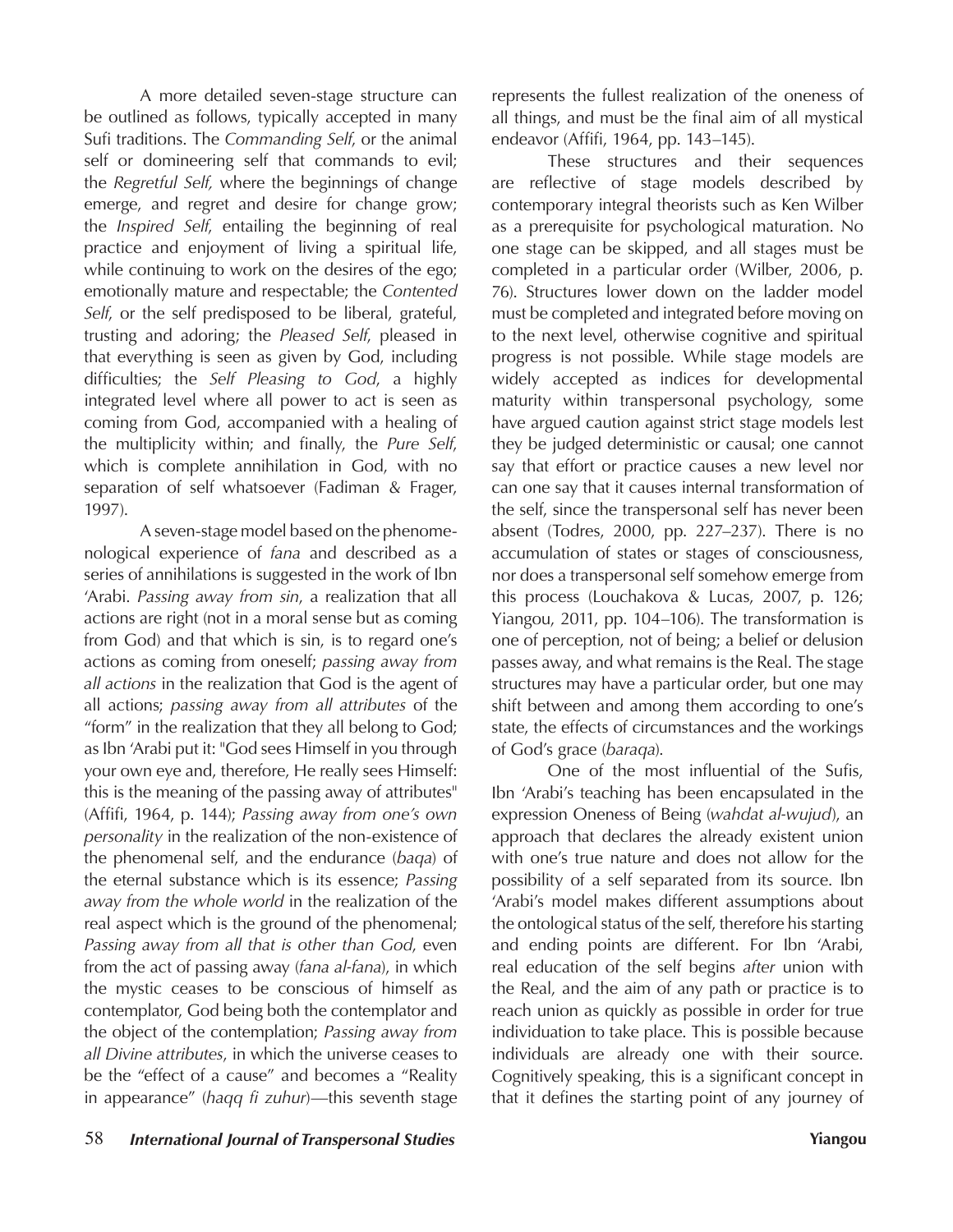A more detailed seven-stage structure can be outlined as follows, typically accepted in many Sufi traditions. The *Commanding Self*, or the animal self or domineering self that commands to evil; the *Regretful Self,* where the beginnings of change emerge, and regret and desire for change grow; the *Inspired Self*, entailing the beginning of real practice and enjoyment of living a spiritual life, while continuing to work on the desires of the ego; emotionally mature and respectable; the *Contented Self*, or the self predisposed to be liberal, grateful, trusting and adoring; the *Pleased Self*, pleased in that everything is seen as given by God, including difficulties; the *Self Pleasing to God*, a highly integrated level where all power to act is seen as coming from God, accompanied with a healing of the multiplicity within; and finally, the *Pure Self*, which is complete annihilation in God, with no separation of self whatsoever (Fadiman & Frager, 1997).

A seven-stage model based on the phenomenological experience of *fana* and described as a series of annihilations is suggested in the work of Ibn 'Arabi. *Passing away from sin*, a realization that all actions are right (not in a moral sense but as coming from God) and that which is sin, is to regard one's actions as coming from oneself; *passing away from all actions* in the realization that God is the agent of all actions; *passing away from all attributes* of the "form" in the realization that they all belong to God; as Ibn 'Arabi put it: "God sees Himself in you through your own eye and, therefore, He really sees Himself: this is the meaning of the passing away of attributes" (Affifi, 1964, p. 144); *Passing away from one's own personality* in the realization of the non-existence of the phenomenal self, and the endurance (*baqa*) of the eternal substance which is its essence; *Passing away from the whole world* in the realization of the real aspect which is the ground of the phenomenal; *Passing away from all that is other than God*, even from the act of passing away (*fana al-fana*), in which the mystic ceases to be conscious of himself as contemplator, God being both the contemplator and the object of the contemplation; *Passing away from all Divine attributes*, in which the universe ceases to be the "effect of a cause" and becomes a "Reality in appearance" (*haqq fi zuhur*)—this seventh stage represents the fullest realization of the oneness of all things, and must be the final aim of all mystical endeavor (Affifi, 1964, pp. 143–145).

These structures and their sequences are reflective of stage models described by contemporary integral theorists such as Ken Wilber as a prerequisite for psychological maturation. No one stage can be skipped, and all stages must be completed in a particular order (Wilber, 2006, p. 76). Structures lower down on the ladder model must be completed and integrated before moving on to the next level, otherwise cognitive and spiritual progress is not possible. While stage models are widely accepted as indices for developmental maturity within transpersonal psychology, some have argued caution against strict stage models lest they be judged deterministic or causal; one cannot say that effort or practice causes a new level nor can one say that it causes internal transformation of the self, since the transpersonal self has never been absent (Todres, 2000, pp. 227–237). There is no accumulation of states or stages of consciousness, nor does a transpersonal self somehow emerge from this process (Louchakova & Lucas, 2007, p. 126; Yiangou, 2011, pp. 104–106). The transformation is one of perception, not of being; a belief or delusion passes away, and what remains is the Real. The stage structures may have a particular order, but one may shift between and among them according to one's state, the effects of circumstances and the workings of God's grace (*baraqa*).

One of the most influential of the Sufis, Ibn 'Arabi's teaching has been encapsulated in the expression Oneness of Being (*wahdat al-wujud*), an approach that declares the already existent union with one's true nature and does not allow for the possibility of a self separated from its source. Ibn 'Arabi's model makes different assumptions about the ontological status of the self, therefore his starting and ending points are different. For Ibn 'Arabi, real education of the self begins *after* union with the Real, and the aim of any path or practice is to reach union as quickly as possible in order for true individuation to take place. This is possible because individuals are already one with their source. Cognitively speaking, this is a significant concept in that it defines the starting point of any journey of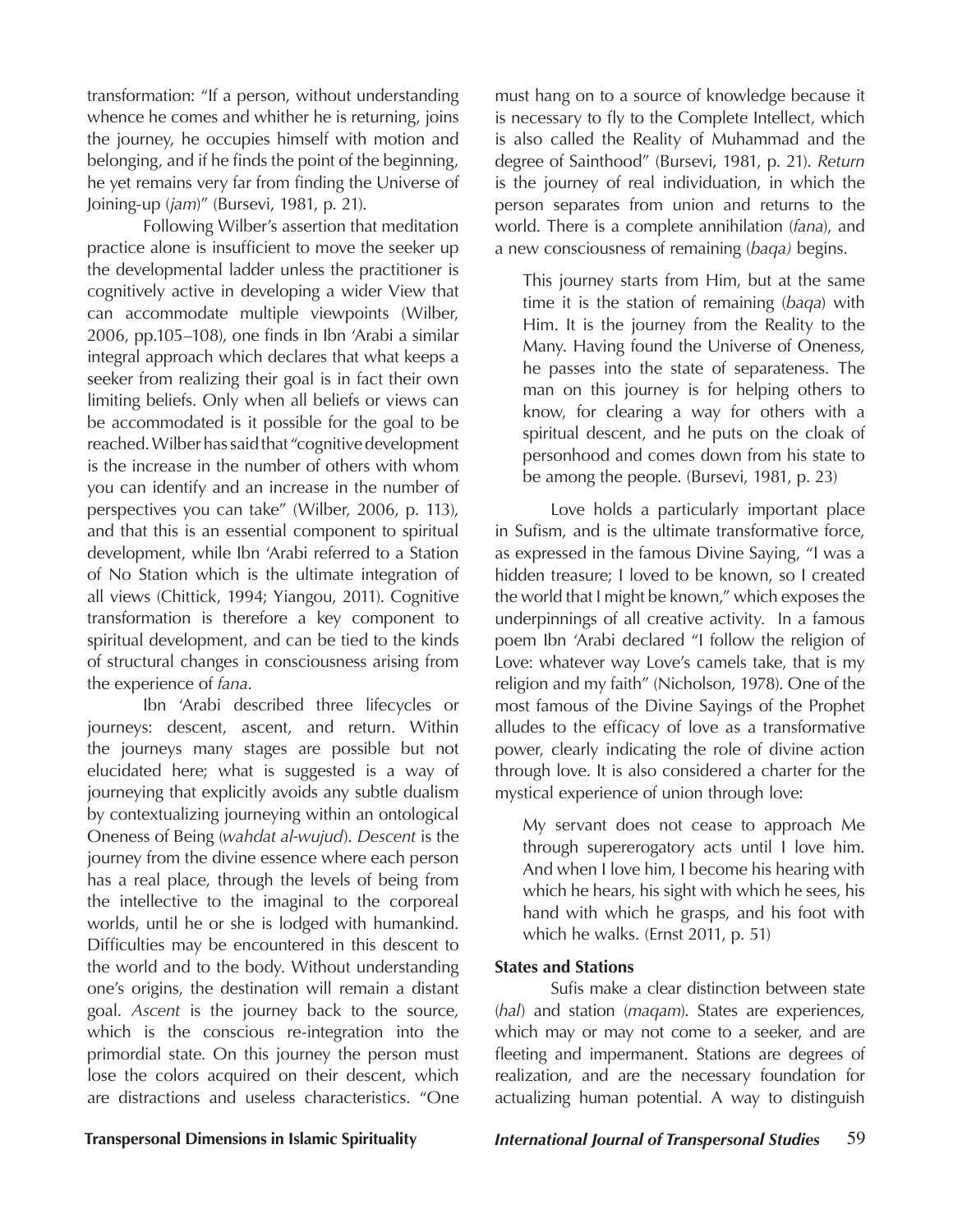transformation: "If a person, without understanding whence he comes and whither he is returning, joins the journey, he occupies himself with motion and belonging, and if he finds the point of the beginning, he yet remains very far from finding the Universe of Joining-up (*jam*)" (Bursevi, 1981, p. 21).

Following Wilber's assertion that meditation practice alone is insufficient to move the seeker up the developmental ladder unless the practitioner is cognitively active in developing a wider View that can accommodate multiple viewpoints (Wilber, 2006, pp.105–108), one finds in Ibn 'Arabi a similar integral approach which declares that what keeps a seeker from realizing their goal is in fact their own limiting beliefs. Only when all beliefs or views can be accommodated is it possible for the goal to be reached. Wilber has said that "cognitive development is the increase in the number of others with whom you can identify and an increase in the number of perspectives you can take" (Wilber, 2006, p. 113), and that this is an essential component to spiritual development, while Ibn 'Arabi referred to a Station of No Station which is the ultimate integration of all views (Chittick, 1994; Yiangou, 2011). Cognitive transformation is therefore a key component to spiritual development, and can be tied to the kinds of structural changes in consciousness arising from the experience of *fana*.

Ibn 'Arabi described three lifecycles or journeys: descent, ascent, and return. Within the journeys many stages are possible but not elucidated here; what is suggested is a way of journeying that explicitly avoids any subtle dualism by contextualizing journeying within an ontological Oneness of Being (*wahdat al-wujud*). *Descent* is the journey from the divine essence where each person has a real place, through the levels of being from the intellective to the imaginal to the corporeal worlds, until he or she is lodged with humankind. Difficulties may be encountered in this descent to the world and to the body. Without understanding one's origins, the destination will remain a distant goal. *Ascent* is the journey back to the source, which is the conscious re-integration into the primordial state. On this journey the person must lose the colors acquired on their descent, which are distractions and useless characteristics. "One must hang on to a source of knowledge because it is necessary to fly to the Complete Intellect, which is also called the Reality of Muhammad and the degree of Sainthood" (Bursevi, 1981, p. 21). *Return* is the journey of real individuation, in which the person separates from union and returns to the world. There is a complete annihilation (*fana*), and a new consciousness of remaining (*baqa)* begins.

> This journey starts from Him, but at the same time it is the station of remaining (*baqa*) with Him. It is the journey from the Reality to the Many. Having found the Universe of Oneness, he passes into the state of separateness. The man on this journey is for helping others to know, for clearing a way for others with a spiritual descent, and he puts on the cloak of personhood and comes down from his state to be among the people. (Bursevi, 1981, p. 23)

Love holds a particularly important place in Sufism, and is the ultimate transformative force, as expressed in the famous Divine Saying, "I was a hidden treasure; I loved to be known, so I created the world that I might be known," which exposes the underpinnings of all creative activity. In a famous poem Ibn 'Arabi declared "I follow the religion of Love: whatever way Love's camels take, that is my religion and my faith" (Nicholson, 1978). One of the most famous of the Divine Sayings of the Prophet alludes to the efficacy of love as a transformative power, clearly indicating the role of divine action through love. It is also considered a charter for the mystical experience of union through love:

> My servant does not cease to approach Me through supererogatory acts until I love him. And when I love him, I become his hearing with which he hears, his sight with which he sees, his hand with which he grasps, and his foot with which he walks. (Ernst 2011, p. 51)

**States and Stations**

Sufis make a clear distinction between state (*hal*) and station (*maqam*). States are experiences, which may or may not come to a seeker, and are fleeting and impermanent. Stations are degrees of realization, and are the necessary foundation for actualizing human potential. A way to distinguish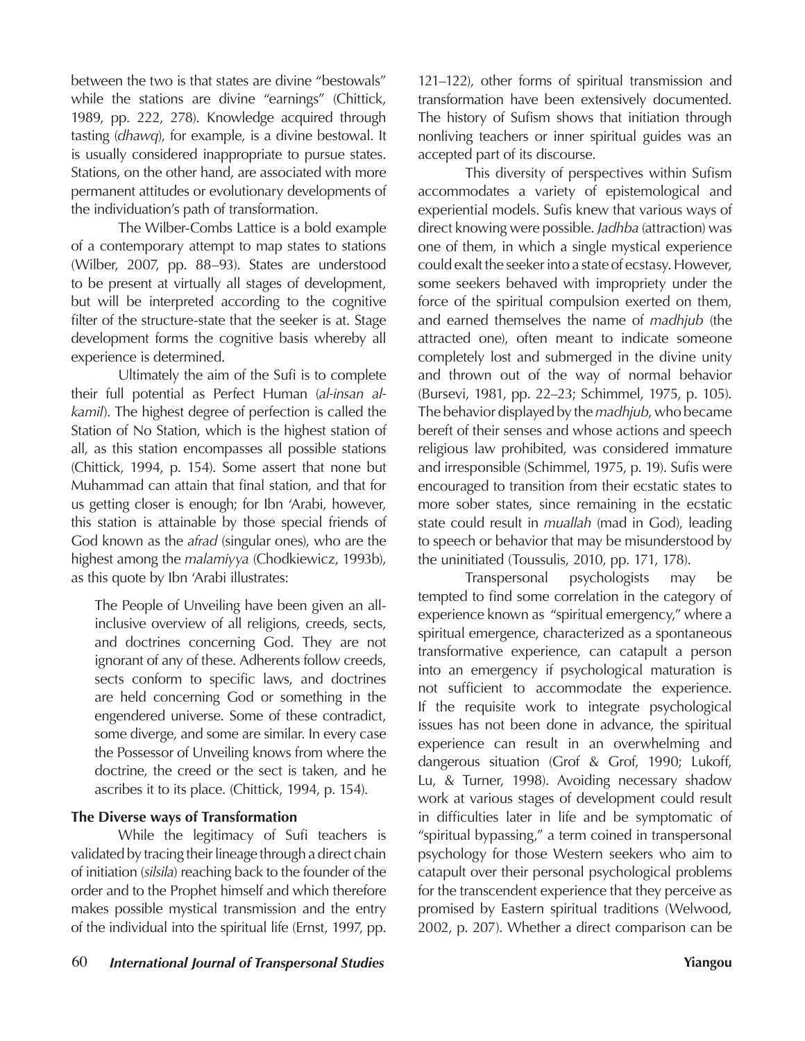between the two is that states are divine "bestowals" while the stations are divine "earnings" (Chittick, 1989, pp. 222, 278). Knowledge acquired through tasting (*dhawq*), for example, is a divine bestowal. It is usually considered inappropriate to pursue states. Stations, on the other hand, are associated with more permanent attitudes or evolutionary developments of the individuation's path of transformation.

The Wilber-Combs Lattice is a bold example of a contemporary attempt to map states to stations (Wilber, 2007, pp. 88–93). States are understood to be present at virtually all stages of development, but will be interpreted according to the cognitive filter of the structure-state that the seeker is at. Stage development forms the cognitive basis whereby all experience is determined.

Ultimately the aim of the Sufi is to complete their full potential as Perfect Human (*al-insan al-kamil*). The highest degree of perfection is called the Station of No Station, which is the highest station of all, as this station encompasses all possible stations (Chittick, 1994, p. 154). Some assert that none but Muhammad can attain that final station, and that for us getting closer is enough; for Ibn 'Arabi, however, this station is attainable by those special friends of God known as the *afrad* (singular ones), who are the highest among the *malamiyya* (Chodkiewicz, 1993b), as this quote by Ibn 'Arabi illustrates:

> The People of Unveiling have been given an all-inclusive overview of all religions, creeds, sects, and doctrines concerning God. They are not ignorant of any of these. Adherents follow creeds, sects conform to specific laws, and doctrines are held concerning God or something in the engendered universe. Some of these contradict, some diverge, and some are similar. In every case the Possessor of Unveiling knows from where the doctrine, the creed or the sect is taken, and he ascribes it to its place. (Chittick, 1994, p. 154).

**The Diverse ways of Transformation**

While the legitimacy of Sufi teachers is validated by tracing their lineage through a direct chain of initiation (*silsila*) reaching back to the founder of the order and to the Prophet himself and which therefore makes possible mystical transmission and the entry of the individual into the spiritual life (Ernst, 1997, pp. 121–122), other forms of spiritual transmission and transformation have been extensively documented. The history of Sufism shows that initiation through nonliving teachers or inner spiritual guides was an accepted part of its discourse.

This diversity of perspectives within Sufism accommodates a variety of epistemological and experiential models. Sufis knew that various ways of direct knowing were possible. *Jadhba* (attraction) was one of them, in which a single mystical experience could exalt the seeker into a state of ecstasy. However, some seekers behaved with impropriety under the force of the spiritual compulsion exerted on them, and earned themselves the name of *madhjub* (the attracted one), often meant to indicate someone completely lost and submerged in the divine unity and thrown out of the way of normal behavior (Bursevi, 1981, pp. 22–23; Schimmel, 1975, p. 105). The behavior displayed by the *madhjub*, who became bereft of their senses and whose actions and speech religious law prohibited, was considered immature and irresponsible (Schimmel, 1975, p. 19). Sufis were encouraged to transition from their ecstatic states to more sober states, since remaining in the ecstatic state could result in *muallah* (mad in God), leading to speech or behavior that may be misunderstood by the uninitiated (Toussulis, 2010, pp. 171, 178).

Transpersonal psychologists may be tempted to find some correlation in the category of experience known as "spiritual emergency," where a spiritual emergence, characterized as a spontaneous transformative experience, can catapult a person into an emergency if psychological maturation is not sufficient to accommodate the experience. If the requisite work to integrate psychological issues has not been done in advance, the spiritual experience can result in an overwhelming and dangerous situation (Grof & Grof, 1990; Lukoff, Lu, & Turner, 1998). Avoiding necessary shadow work at various stages of development could result in difficulties later in life and be symptomatic of "spiritual bypassing," a term coined in transpersonal psychology for those Western seekers who aim to catapult over their personal psychological problems for the transcendent experience that they perceive as promised by Eastern spiritual traditions (Welwood, 2002, p. 207). Whether a direct comparison can be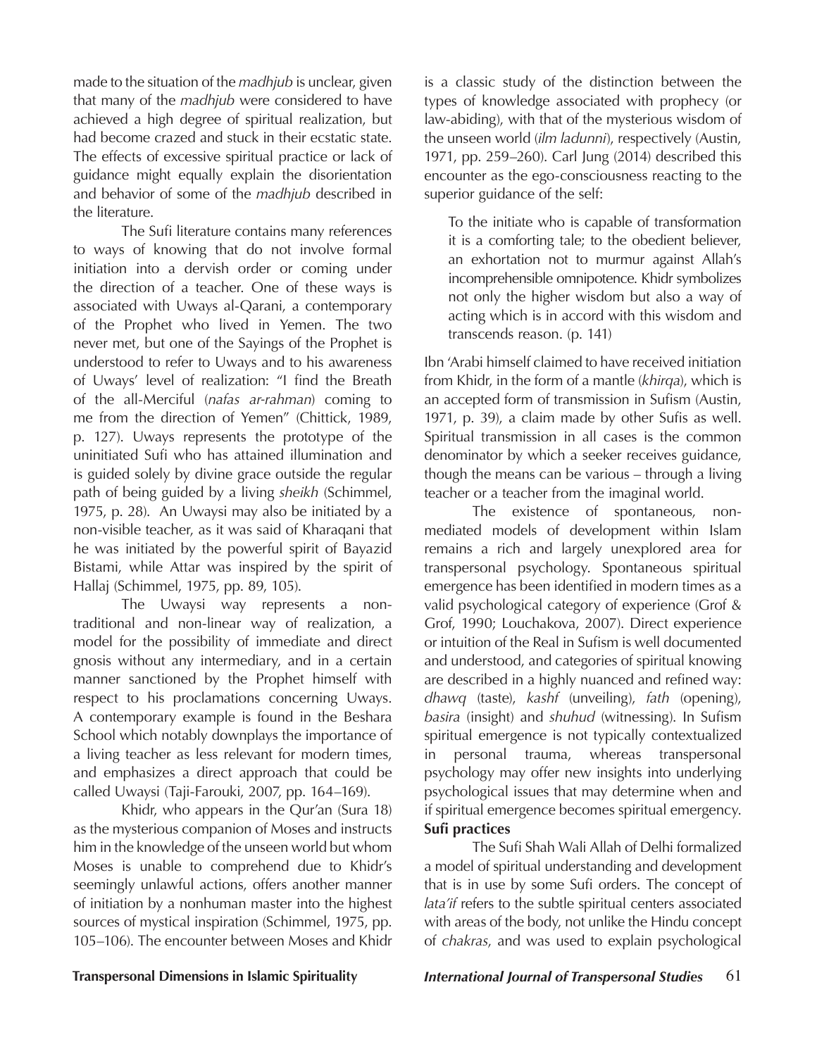made to the situation of the *madhjub* is unclear, given that many of the *madhjub* were considered to have achieved a high degree of spiritual realization, but had become crazed and stuck in their ecstatic state. The effects of excessive spiritual practice or lack of guidance might equally explain the disorientation and behavior of some of the *madhjub* described in the literature.

The Sufi literature contains many references to ways of knowing that do not involve formal initiation into a dervish order or coming under the direction of a teacher. One of these ways is associated with Uways al-Qarani, a contemporary of the Prophet who lived in Yemen. The two never met, but one of the Sayings of the Prophet is understood to refer to Uways and to his awareness of Uways' level of realization: "I find the Breath of the all-Merciful (*nafas ar-rahman*) coming to me from the direction of Yemen" (Chittick, 1989, p. 127). Uways represents the prototype of the uninitiated Sufi who has attained illumination and is guided solely by divine grace outside the regular path of being guided by a living *sheikh* (Schimmel, 1975, p. 28). An Uwaysi may also be initiated by a non-visible teacher, as it was said of Kharaqani that he was initiated by the powerful spirit of Bayazid Bistami, while Attar was inspired by the spirit of Hallaj (Schimmel, 1975, pp. 89, 105).

The Uwaysi way represents a non-traditional and non-linear way of realization, a model for the possibility of immediate and direct gnosis without any intermediary, and in a certain manner sanctioned by the Prophet himself with respect to his proclamations concerning Uways. A contemporary example is found in the Beshara School which notably downplays the importance of a living teacher as less relevant for modern times, and emphasizes a direct approach that could be called Uwaysi (Taji-Farouki, 2007, pp. 164–169).

Khidr, who appears in the Qur'an (Sura 18) as the mysterious companion of Moses and instructs him in the knowledge of the unseen world but whom Moses is unable to comprehend due to Khidr's seemingly unlawful actions, offers another manner of initiation by a nonhuman master into the highest sources of mystical inspiration (Schimmel, 1975, pp. 105–106). The encounter between Moses and Khidr is a classic study of the distinction between the types of knowledge associated with prophecy (or law-abiding), with that of the mysterious wisdom of the unseen world (*ilm ladunni*), respectively (Austin, 1971, pp. 259–260). Carl Jung (2014) described this encounter as the ego-consciousness reacting to the superior guidance of the self:

> To the initiate who is capable of transformation it is a comforting tale; to the obedient believer, an exhortation not to murmur against Allah's incomprehensible omnipotence. Khidr symbolizes not only the higher wisdom but also a way of acting which is in accord with this wisdom and transcends reason. (p. 141)

Ibn 'Arabi himself claimed to have received initiation from Khidr, in the form of a mantle (*khirqa*), which is an accepted form of transmission in Sufism (Austin, 1971, p. 39), a claim made by other Sufis as well. Spiritual transmission in all cases is the common denominator by which a seeker receives guidance, though the means can be various – through a living teacher or a teacher from the imaginal world.

The existence of spontaneous, non-mediated models of development within Islam remains a rich and largely unexplored area for transpersonal psychology. Spontaneous spiritual emergence has been identified in modern times as a valid psychological category of experience (Grof & Grof, 1990; Louchakova, 2007). Direct experience or intuition of the Real in Sufism is well documented and understood, and categories of spiritual knowing are described in a highly nuanced and refined way: *dhawq* (taste), *kashf* (unveiling), *fath* (opening), *basira* (insight) and *shuhud* (witnessing). In Sufism spiritual emergence is not typically contextualized in personal trauma, whereas transpersonal psychology may offer new insights into underlying psychological issues that may determine when and if spiritual emergence becomes spiritual emergency.

**Sufi practices**

The Sufi Shah Wali Allah of Delhi formalized a model of spiritual understanding and development that is in use by some Sufi orders. The concept of *lata'if* refers to the subtle spiritual centers associated with areas of the body, not unlike the Hindu concept of *chakras*, and was used to explain psychological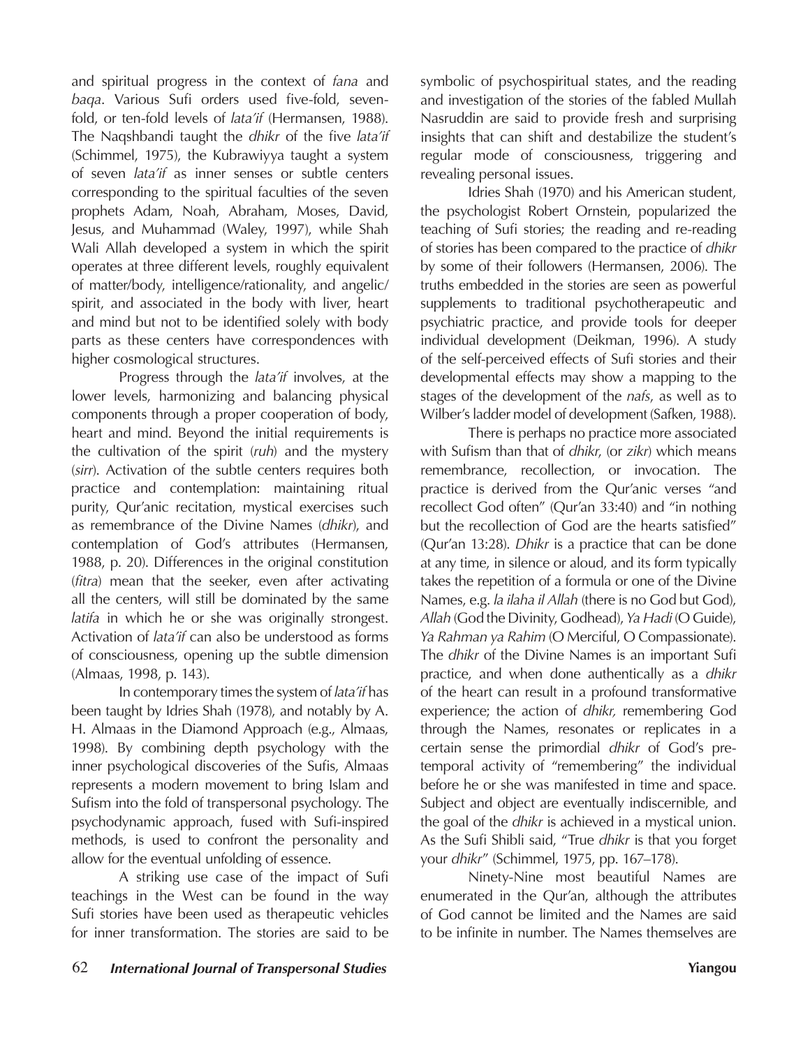and spiritual progress in the context of *fana* and *baqa*. Various Sufi orders used five-fold, seven-fold, or ten-fold levels of *lata'if* (Hermansen, 1988). The Naqshbandi taught the *dhikr* of the five *lata'if* (Schimmel, 1975), the Kubrawiyya taught a system of seven *lata'if* as inner senses or subtle centers corresponding to the spiritual faculties of the seven prophets Adam, Noah, Abraham, Moses, David, Jesus, and Muhammad (Waley, 1997), while Shah Wali Allah developed a system in which the spirit operates at three different levels, roughly equivalent of matter/body, intelligence/rationality, and angelic/spirit, and associated in the body with liver, heart and mind but not to be identified solely with body parts as these centers have correspondences with higher cosmological structures.

Progress through the *lata'if* involves, at the lower levels, harmonizing and balancing physical components through a proper cooperation of body, heart and mind. Beyond the initial requirements is the cultivation of the spirit (*ruh*) and the mystery (*sirr*). Activation of the subtle centers requires both practice and contemplation: maintaining ritual purity, Qur'anic recitation, mystical exercises such as remembrance of the Divine Names (*dhikr*), and contemplation of God's attributes (Hermansen, 1988, p. 20). Differences in the original constitution (*fitra*) mean that the seeker, even after activating all the centers, will still be dominated by the same *latifa* in which he or she was originally strongest. Activation of *lata'if* can also be understood as forms of consciousness, opening up the subtle dimension (Almaas, 1998, p. 143).

In contemporary times the system of *lata'if* has been taught by Idries Shah (1978), and notably by A. H. Almaas in the Diamond Approach (e.g., Almaas, 1998). By combining depth psychology with the inner psychological discoveries of the Sufis, Almaas represents a modern movement to bring Islam and Sufism into the fold of transpersonal psychology. The psychodynamic approach, fused with Sufi-inspired methods, is used to confront the personality and allow for the eventual unfolding of essence.

A striking use case of the impact of Sufi teachings in the West can be found in the way Sufi stories have been used as therapeutic vehicles for inner transformation. The stories are said to be symbolic of psychospiritual states, and the reading and investigation of the stories of the fabled Mullah Nasruddin are said to provide fresh and surprising insights that can shift and destabilize the student's regular mode of consciousness, triggering and revealing personal issues.

Idries Shah (1970) and his American student, the psychologist Robert Ornstein, popularized the teaching of Sufi stories; the reading and re-reading of stories has been compared to the practice of *dhikr* by some of their followers (Hermansen, 2006). The truths embedded in the stories are seen as powerful supplements to traditional psychotherapeutic and psychiatric practice, and provide tools for deeper individual development (Deikman, 1996). A study of the self-perceived effects of Sufi stories and their developmental effects may show a mapping to the stages of the development of the *nafs*, as well as to Wilber's ladder model of development (Safken, 1988).

There is perhaps no practice more associated with Sufism than that of *dhikr*, (or *zikr*) which means remembrance, recollection, or invocation. The practice is derived from the Qur'anic verses "and recollect God often" (Qur'an 33:40) and "in nothing but the recollection of God are the hearts satisfied" (Qur'an 13:28). *Dhikr* is a practice that can be done at any time, in silence or aloud, and its form typically takes the repetition of a formula or one of the Divine Names, e.g. *la ilaha il Allah* (there is no God but God), *Allah* (God the Divinity, Godhead), *Ya Hadi* (O Guide), *Ya Rahman ya Rahim* (O Merciful, O Compassionate). The *dhikr* of the Divine Names is an important Sufi practice, and when done authentically as a *dhikr* of the heart can result in a profound transformative experience; the action of *dhikr,* remembering God through the Names, resonates or replicates in a certain sense the primordial *dhikr* of God's pre-temporal activity of "remembering" the individual before he or she was manifested in time and space. Subject and object are eventually indiscernible, and the goal of the *dhikr* is achieved in a mystical union. As the Sufi Shibli said, "True *dhikr* is that you forget your *dhikr*" (Schimmel, 1975, pp. 167–178).

Ninety-Nine most beautiful Names are enumerated in the Qur'an, although the attributes of God cannot be limited and the Names are said to be infinite in number. The Names themselves are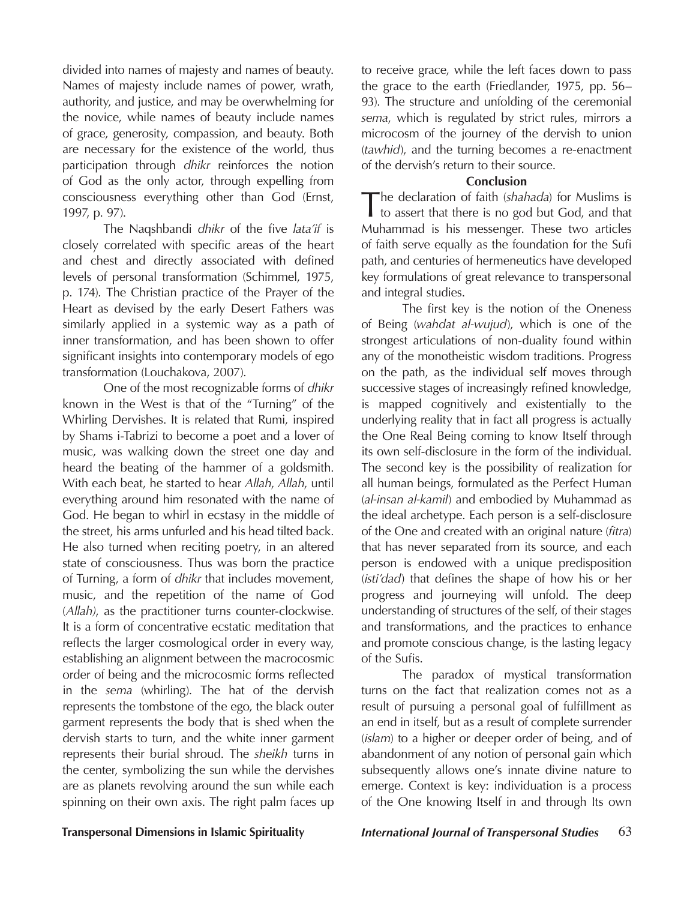divided into names of majesty and names of beauty. Names of majesty include names of power, wrath, authority, and justice, and may be overwhelming for the novice, while names of beauty include names of grace, generosity, compassion, and beauty. Both are necessary for the existence of the world, thus participation through *dhikr* reinforces the notion of God as the only actor, through expelling from consciousness everything other than God (Ernst, 1997, p. 97).

The Naqshbandi *dhikr* of the five *lata'if* is closely correlated with specific areas of the heart and chest and directly associated with defined levels of personal transformation (Schimmel, 1975, p. 174). The Christian practice of the Prayer of the Heart as devised by the early Desert Fathers was similarly applied in a systemic way as a path of inner transformation, and has been shown to offer significant insights into contemporary models of ego transformation (Louchakova, 2007).

One of the most recognizable forms of *dhikr* known in the West is that of the "Turning" of the Whirling Dervishes. It is related that Rumi, inspired by Shams i-Tabrizi to become a poet and a lover of music, was walking down the street one day and heard the beating of the hammer of a goldsmith. With each beat, he started to hear *Allah*, *Allah*, until everything around him resonated with the name of God. He began to whirl in ecstasy in the middle of the street, his arms unfurled and his head tilted back. He also turned when reciting poetry, in an altered state of consciousness. Thus was born the practice of Turning, a form of *dhikr* that includes movement, music, and the repetition of the name of God (*Allah)*, as the practitioner turns counter-clockwise. It is a form of concentrative ecstatic meditation that reflects the larger cosmological order in every way, establishing an alignment between the macrocosmic order of being and the microcosmic forms reflected in the *sema* (whirling). The hat of the dervish represents the tombstone of the ego, the black outer garment represents the body that is shed when the dervish starts to turn, and the white inner garment represents their burial shroud. The *sheikh* turns in the center, symbolizing the sun while the dervishes are as planets revolving around the sun while each spinning on their own axis. The right palm faces up to receive grace, while the left faces down to pass the grace to the earth (Friedlander, 1975, pp. 56–93). The structure and unfolding of the ceremonial *sema*, which is regulated by strict rules, mirrors a microcosm of the journey of the dervish to union (*tawhid*), and the turning becomes a re-enactment of the dervish's return to their source.

## Conclusion

The declaration of faith (*shahada*) for Muslims is to assert that there is no god but God, and that Muhammad is his messenger. These two articles of faith serve equally as the foundation for the Sufi path, and centuries of hermeneutics have developed key formulations of great relevance to transpersonal and integral studies.

The first key is the notion of the Oneness of Being (*wahdat al-wujud*), which is one of the strongest articulations of non-duality found within any of the monotheistic wisdom traditions. Progress on the path, as the individual self moves through successive stages of increasingly refined knowledge, is mapped cognitively and existentially to the underlying reality that in fact all progress is actually the One Real Being coming to know Itself through its own self-disclosure in the form of the individual. The second key is the possibility of realization for all human beings, formulated as the Perfect Human (*al-insan al-kamil*) and embodied by Muhammad as the ideal archetype. Each person is a self-disclosure of the One and created with an original nature (*fitra*) that has never separated from its source, and each person is endowed with a unique predisposition (*isti'dad*) that defines the shape of how his or her progress and journeying will unfold. The deep understanding of structures of the self, of their stages and transformations, and the practices to enhance and promote conscious change, is the lasting legacy of the Sufis.

The paradox of mystical transformation turns on the fact that realization comes not as a result of pursuing a personal goal of fulfillment as an end in itself, but as a result of complete surrender (*islam*) to a higher or deeper order of being, and of abandonment of any notion of personal gain which subsequently allows one's innate divine nature to emerge. Context is key: individuation is a process of the One knowing Itself in and through Its own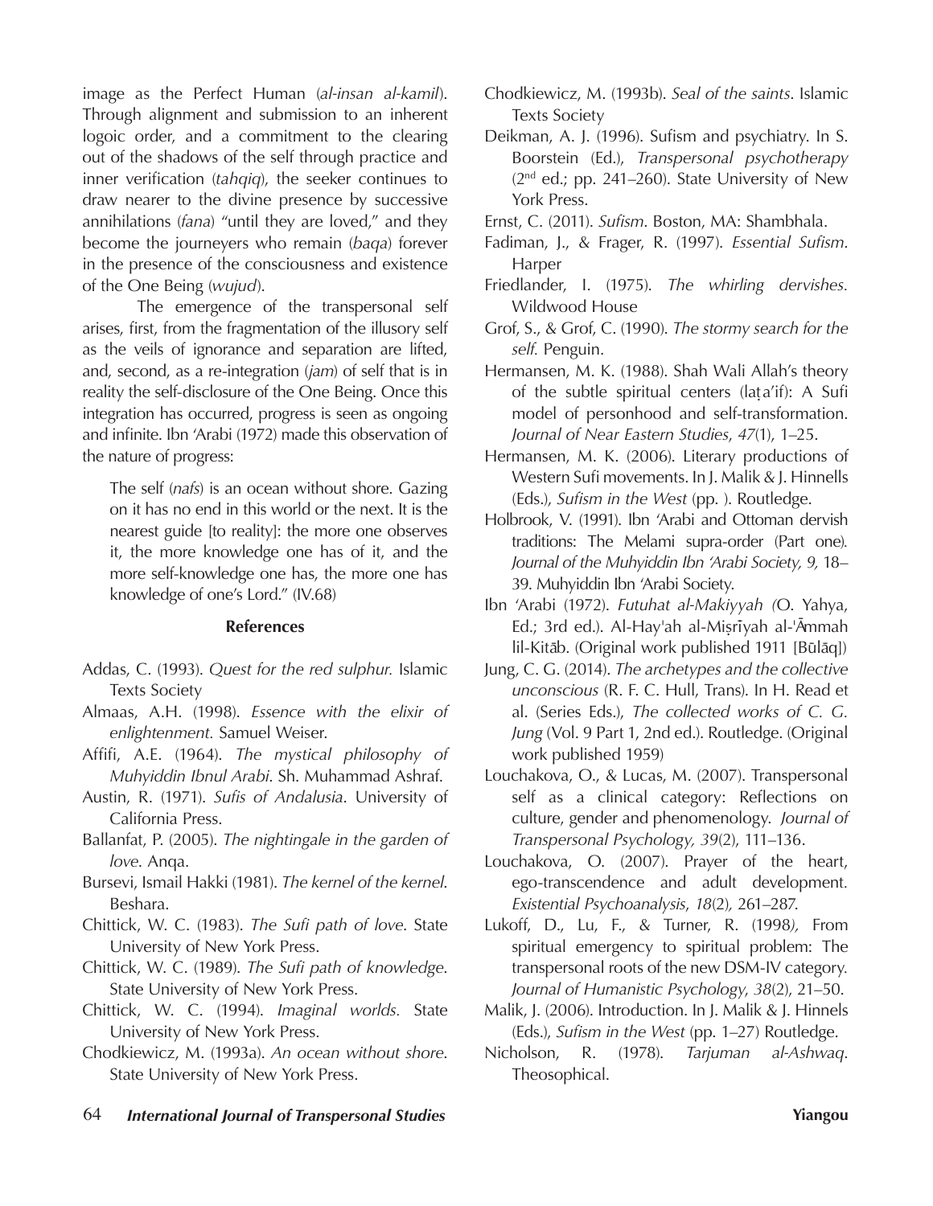image as the Perfect Human (*al-insan al-kamil*). Through alignment and submission to an inherent logoic order, and a commitment to the clearing out of the shadows of the self through practice and inner verification (*tahqiq*), the seeker continues to draw nearer to the divine presence by successive annihilations (*fana*) "until they are loved," and they become the journeyers who remain (*baqa*) forever in the presence of the consciousness and existence of the One Being (*wujud*).

The emergence of the transpersonal self arises, first, from the fragmentation of the illusory self as the veils of ignorance and separation are lifted, and, second, as a re-integration (*jam*) of self that is in reality the self-disclosure of the One Being. Once this integration has occurred, progress is seen as ongoing and infinite. Ibn 'Arabi (1972) made this observation of the nature of progress:

> The self (*nafs*) is an ocean without shore. Gazing on it has no end in this world or the next. It is the nearest guide [to reality]: the more one observes it, the more knowledge one has of it, and the more self-knowledge one has, the more one has knowledge of one's Lord." (IV.68)

## References

Addas, C. (1993). *Quest for the red sulphur.* Islamic Texts Society

Almaas, A.H. (1998). *Essence with the elixir of enlightenment.* Samuel Weiser.

Affifi, A.E. (1964). *The mystical philosophy of Muhyiddin Ibnul Arabi*. Sh. Muhammad Ashraf.

Austin, R. (1971). *Sufis of Andalusia*. University of California Press.

Ballanfat, P. (2005). *The nightingale in the garden of love*. Anqa.

Bursevi, Ismail Hakki (1981). *The kernel of the kernel*. Beshara.

Chittick, W. C. (1983). *The Sufi path of love.* State University of New York Press.

Chittick, W. C. (1989). *The Sufi path of knowledge.* State University of New York Press.

Chittick, W. C. (1994). *Imaginal worlds.* State University of New York Press.

Chodkiewicz, M. (1993a). *An ocean without shore.* State University of New York Press.

Chodkiewicz, M. (1993b). *Seal of the saints*. Islamic Texts Society

Deikman, A. J. (1996). Sufism and psychiatry. In S. Boorstein (Ed.), *Transpersonal psychotherapy* (2nd ed.; pp. 241–260). State University of New York Press.

Ernst, C. (2011). *Sufism*. Boston, MA: Shambhala.

Fadiman, J., & Frager, R. (1997). *Essential Sufism*. Harper

Friedlander, I. (1975). *The whirling dervishes.* Wildwood House

Grof, S., & Grof, C. (1990). *The stormy search for the self*. Penguin.

Hermansen, M. K. (1988). Shah Wali Allah's theory of the subtle spiritual centers (laṭa'if): A Sufi model of personhood and self-transformation. *Journal of Near Eastern Studies*, *47*(1), 1–25.

Hermansen, M. K. (2006). Literary productions of Western Sufi movements. In J. Malik & J. Hinnells (Eds.), *Sufism in the West* (pp. ). Routledge.

Holbrook, V. (1991). Ibn 'Arabi and Ottoman dervish traditions: The Melami supra-order (Part one). *Journal of the Muhyiddin Ibn 'Arabi Society, 9,* 18–39. Muhyiddin Ibn 'Arabi Society.

Ibn 'Arabi (1972). *Futuhat al-Makiyyah (*O. Yahya, Ed.; 3rd ed.). Al-Hay'ah al-Miṣrīyah al-'Āmmah lil-Kitāb. (Original work published 1911 [Būlāq])

Jung, C. G. (2014). *The archetypes and the collective unconscious* (R. F. C. Hull, Trans). In H. Read et al. (Series Eds.), *The collected works of C. G. Jung* (Vol. 9 Part 1, 2nd ed.). Routledge. (Original work published 1959)

Louchakova, O., & Lucas, M. (2007). Transpersonal self as a clinical category: Reflections on culture, gender and phenomenology. *Journal of Transpersonal Psychology, 39*(2), 111–136.

Louchakova, O. (2007). Prayer of the heart, ego-transcendence and adult development. *Existential Psychoanalysis*, *18*(2), 261–287.

Lukoff, D., Lu, F., & Turner, R. (1998), From spiritual emergency to spiritual problem: The transpersonal roots of the new DSM-IV category. *Journal of Humanistic Psychology*, *38*(2), 21–50.

Malik, J. (2006). Introduction. In J. Malik & J. Hinnels (Eds.), *Sufism in the West* (pp. 1–27) Routledge.

Nicholson, R. (1978). *Tarjuman al-Ashwaq*. Theosophical.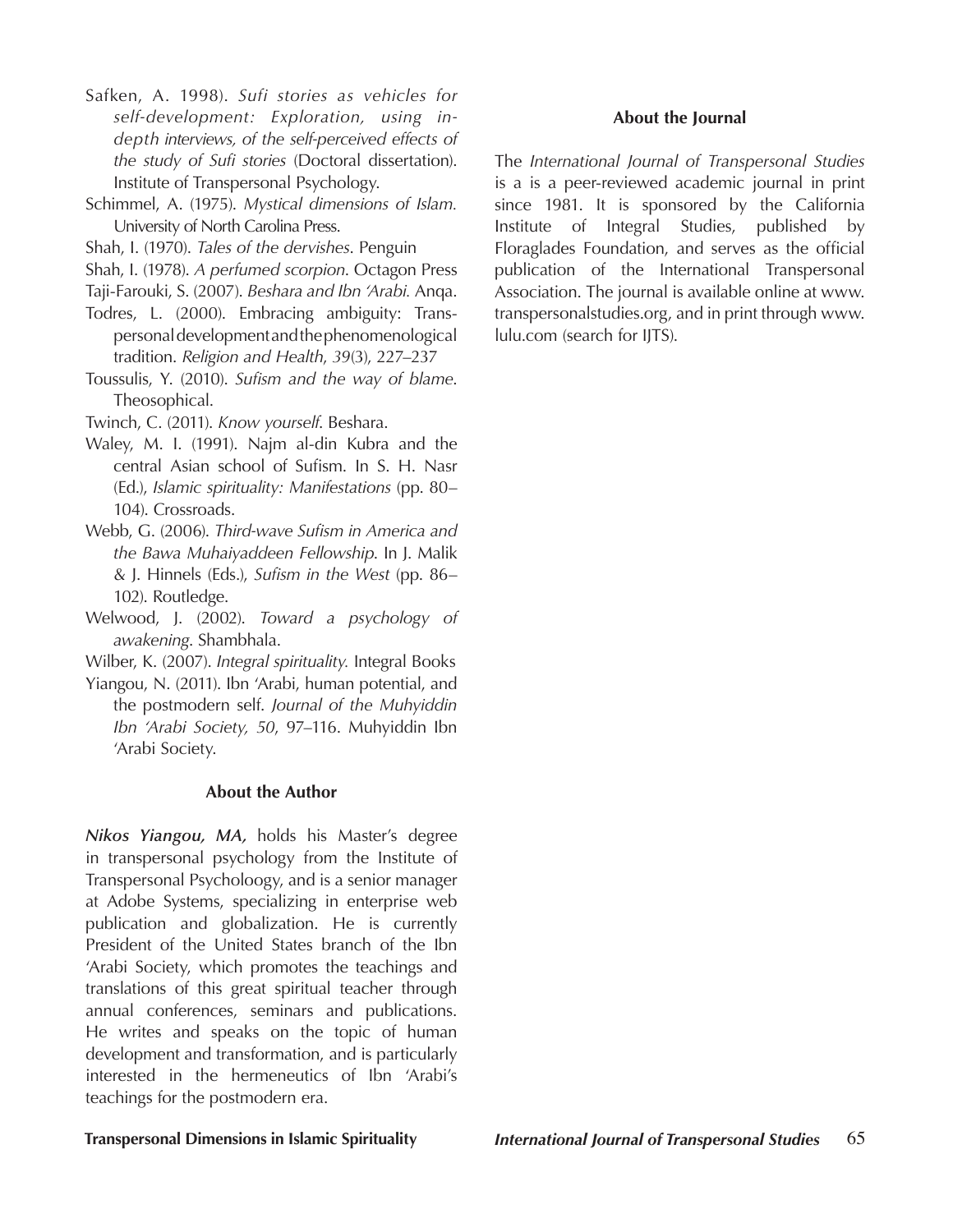Safken, A. 1998). *Sufi stories as vehicles for self-development: Exploration, using in-depth interviews, of the self-perceived effects of the study of Sufi stories* (Doctoral dissertation). Institute of Transpersonal Psychology.

Schimmel, A. (1975). *Mystical dimensions of Islam.* University of North Carolina Press.

Shah, I. (1970). *Tales of the dervishes*. Penguin

Shah, I. (1978). *A perfumed scorpion*. Octagon Press

Taji-Farouki, S. (2007). *Beshara and Ibn 'Arabi.* Anqa.

Todres, L. (2000). Embracing ambiguity: Transpersonal development and the phenomenological tradition. *Religion and Health*, *39*(3), 227–237

Toussulis, Y. (2010). *Sufism and the way of blame*. Theosophical.

Twinch, C. (2011). *Know yourself*. Beshara.

Waley, M. I. (1991). Najm al-din Kubra and the central Asian school of Sufism. In S. H. Nasr (Ed.), *Islamic spirituality: Manifestations* (pp. 80–104). Crossroads.

Webb, G. (2006). *Third-wave Sufism in America and the Bawa Muhaiyaddeen Fellowship*. In J. Malik & J. Hinnels (Eds.), *Sufism in the West* (pp. 86–102). Routledge.

Welwood, J. (2002). *Toward a psychology of awakening*. Shambhala.

Wilber, K. (2007). *Integral spirituality.* Integral Books

Yiangou, N. (2011). Ibn 'Arabi, human potential, and the postmodern self. *Journal of the Muhyiddin Ibn 'Arabi Society, 50*, 97–116. Muhyiddin Ibn 'Arabi Society.

### About the Author

***Nikos Yiangou, MA,*** holds his Master's degree in transpersonal psychology from the Institute of Transpersonal Psycholoogy, and is a senior manager at Adobe Systems, specializing in enterprise web publication and globalization. He is currently President of the United States branch of the Ibn 'Arabi Society, which promotes the teachings and translations of this great spiritual teacher through annual conferences, seminars and publications. He writes and speaks on the topic of human development and transformation, and is particularly interested in the hermeneutics of Ibn 'Arabi's teachings for the postmodern era.

### About the Journal

The *International Journal of Transpersonal Studies* is a is a peer-reviewed academic journal in print since 1981. It is sponsored by the California Institute of Integral Studies, published by Floraglades Foundation, and serves as the official publication of the International Transpersonal Association. The journal is available online at www.transpersonalstudies.org, and in print through www.lulu.com (search for IJTS).